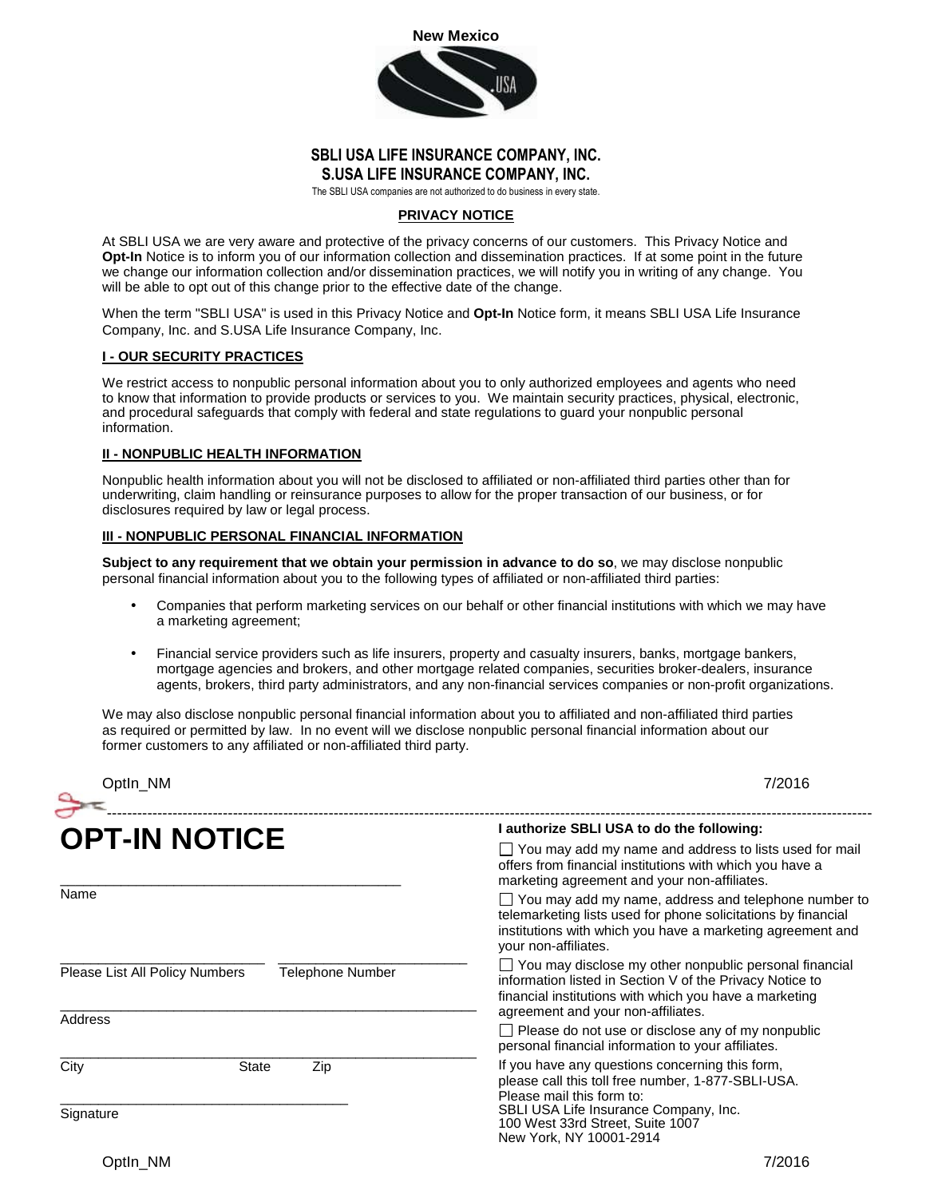New Mexico

**SBLI USA LIFE INSURANCE COMPANY, INC.**
**S.USA LIFE INSURANCE COMPANY, INC.**

The SBLI USA companies are not authorized to do business in every state.

## PRIVACY NOTICE

At SBLI USA we are very aware and protective of the privacy concerns of our customers. This Privacy Notice and **Opt-In** Notice is to inform you of our information collection and dissemination practices. If at some point in the future we change our information collection and/or dissemination practices, we will notify you in writing of any change. You will be able to opt out of this change prior to the effective date of the change.

When the term "SBLI USA" is used in this Privacy Notice and **Opt-In** Notice form, it means SBLI USA Life Insurance Company, Inc. and S.USA Life Insurance Company, Inc.

### I - OUR SECURITY PRACTICES

We restrict access to nonpublic personal information about you to only authorized employees and agents who need to know that information to provide products or services to you. We maintain security practices, physical, electronic, and procedural safeguards that comply with federal and state regulations to guard your nonpublic personal information.

### II - NONPUBLIC HEALTH INFORMATION

Nonpublic health information about you will not be disclosed to affiliated or non-affiliated third parties other than for underwriting, claim handling or reinsurance purposes to allow for the proper transaction of our business, or for disclosures required by law or legal process.

### III - NONPUBLIC PERSONAL FINANCIAL INFORMATION

**Subject to any requirement that we obtain your permission in advance to do so**, we may disclose nonpublic personal financial information about you to the following types of affiliated or non-affiliated third parties:

- Companies that perform marketing services on our behalf or other financial institutions with which we may have a marketing agreement;
- Financial service providers such as life insurers, property and casualty insurers, banks, mortgage bankers, mortgage agencies and brokers, and other mortgage related companies, securities broker-dealers, insurance agents, brokers, third party administrators, and any non-financial services companies or non-profit organizations.

We may also disclose nonpublic personal financial information about you to affiliated and non-affiliated third parties as required or permitted by law. In no event will we disclose nonpublic personal financial information about our former customers to any affiliated or non-affiliated third party.

OptIn_NM 7/2016

---

# OPT-IN NOTICE

______________________________________________
Name

___________________________ ________________________
Please List All Policy Numbers Telephone Number

______________________________________________________
Address

______________________________________________________
City State Zip

______________________________________
Signature

**I authorize SBLI USA to do the following:**

☐ You may add my name and address to lists used for mail offers from financial institutions with which you have a marketing agreement and your non-affiliates.

☐ You may add my name, address and telephone number to telemarketing lists used for phone solicitations by financial institutions with which you have a marketing agreement and your non-affiliates.

☐ You may disclose my other nonpublic personal financial information listed in Section V of the Privacy Notice to financial institutions with which you have a marketing agreement and your non-affiliates.

☐ Please do not use or disclose any of my nonpublic personal financial information to your affiliates.

If you have any questions concerning this form, please call this toll free number, 1-877-SBLI-USA.
Please mail this form to:
SBLI USA Life Insurance Company, Inc.
100 West 33rd Street, Suite 1007
New York, NY 10001-2914

OptIn_NM 7/2016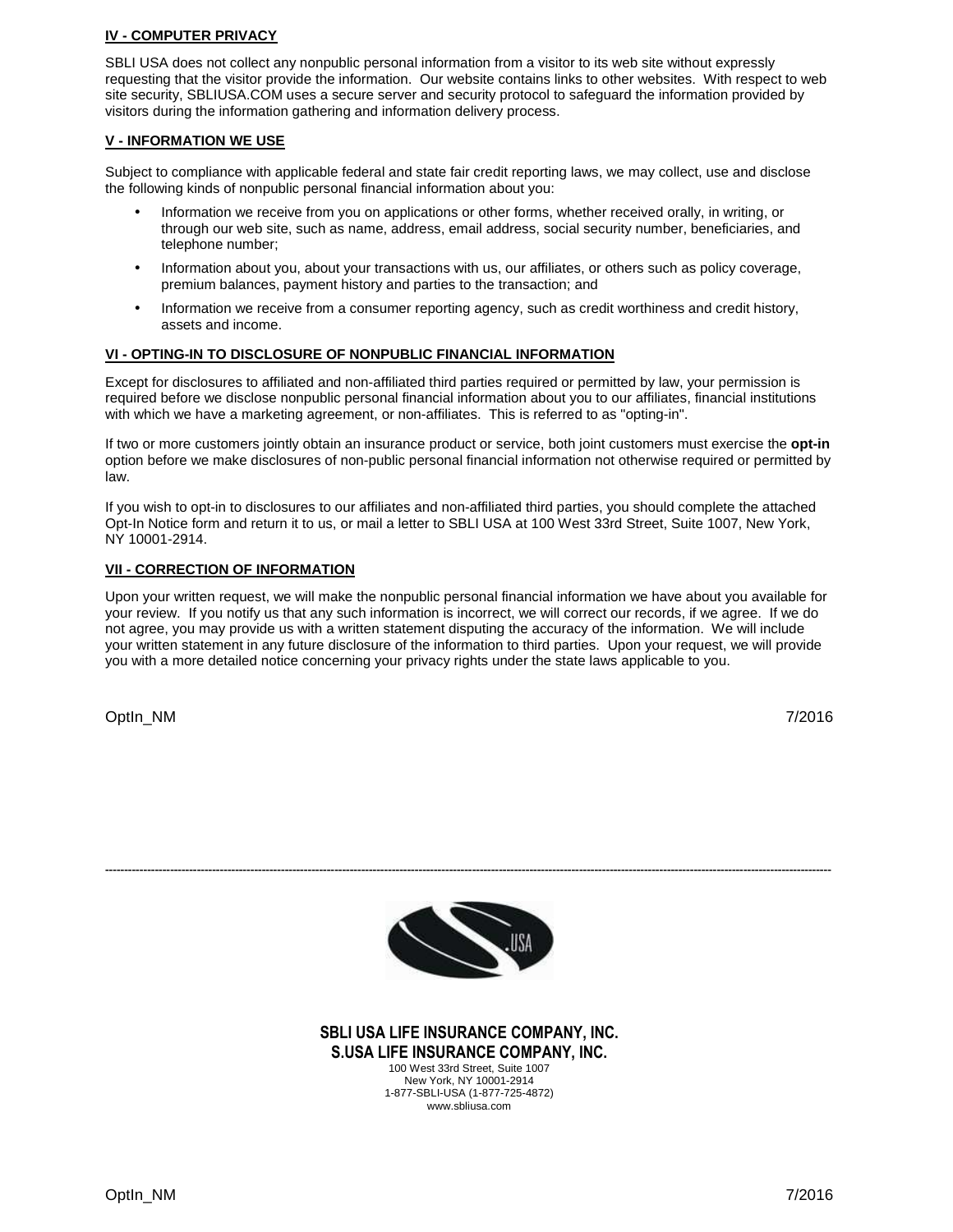## IV - COMPUTER PRIVACY

SBLI USA does not collect any nonpublic personal information from a visitor to its web site without expressly requesting that the visitor provide the information. Our website contains links to other websites. With respect to web site security, SBLIUSA.COM uses a secure server and security protocol to safeguard the information provided by visitors during the information gathering and information delivery process.

## V - INFORMATION WE USE

Subject to compliance with applicable federal and state fair credit reporting laws, we may collect, use and disclose the following kinds of nonpublic personal financial information about you:

- Information we receive from you on applications or other forms, whether received orally, in writing, or through our web site, such as name, address, email address, social security number, beneficiaries, and telephone number;
- Information about you, about your transactions with us, our affiliates, or others such as policy coverage, premium balances, payment history and parties to the transaction; and
- Information we receive from a consumer reporting agency, such as credit worthiness and credit history, assets and income.

## VI - OPTING-IN TO DISCLOSURE OF NONPUBLIC FINANCIAL INFORMATION

Except for disclosures to affiliated and non-affiliated third parties required or permitted by law, your permission is required before we disclose nonpublic personal financial information about you to our affiliates, financial institutions with which we have a marketing agreement, or non-affiliates. This is referred to as "opting-in".

If two or more customers jointly obtain an insurance product or service, both joint customers must exercise the **opt-in** option before we make disclosures of non-public personal financial information not otherwise required or permitted by law.

If you wish to opt-in to disclosures to our affiliates and non-affiliated third parties, you should complete the attached Opt-In Notice form and return it to us, or mail a letter to SBLI USA at 100 West 33rd Street, Suite 1007, New York, NY 10001-2914.

## VII - CORRECTION OF INFORMATION

Upon your written request, we will make the nonpublic personal financial information we have about you available for your review. If you notify us that any such information is incorrect, we will correct our records, if we agree. If we do not agree, you may provide us with a written statement disputing the accuracy of the information. We will include your written statement in any future disclosure of the information to third parties. Upon your request, we will provide you with a more detailed notice concerning your privacy rights under the state laws applicable to you.

OptIn_NM 7/2016

---

**SBLI USA LIFE INSURANCE COMPANY, INC.**
**S.USA LIFE INSURANCE COMPANY, INC.**
100 West 33rd Street, Suite 1007
New York, NY 10001-2914
1-877-SBLI-USA (1-877-725-4872)
www.sbliusa.com